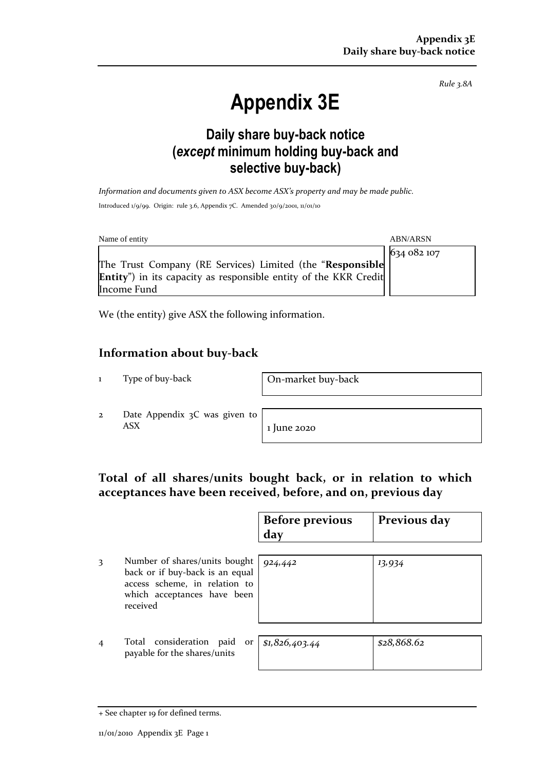*Rule 3.8A*

# Appendix 3E

## Daily share buy-back notice (*except* minimum holding buy-back and selective buy-back)

*Information and documents given to ASX become ASX's property and may be made public.*

Introduced 1/9/99. Origin: rule 3.6, Appendix 7C. Amended 30/9/2001, 11/01/10

| Name of entity | ABN/ARSN |
|---|---|
| The Trust Company (RE Services) Limited (the "**Responsible Entity**") in its capacity as responsible entity of the KKR Credit Income Fund | 634 082 107 |

We (the entity) give ASX the following information.

## Information about buy-back

| | | |
|---|---|---|
| 1 | Type of buy-back | On-market buy-back |
| 2 | Date Appendix 3C was given to ASX | 1 June 2020 |

## Total of all shares/units bought back, or in relation to which acceptances have been received, before, and on, previous day

| | | Before previous day | Previous day |
|---|---|---|---|
| 3 | Number of shares/units bought back or if buy-back is an equal access scheme, in relation to which acceptances have been received | *924,442* | *13,934* |
| 4 | Total consideration paid or payable for the shares/units | *$1,826,403.44* | *$28,868.62* |

+ See chapter 19 for defined terms.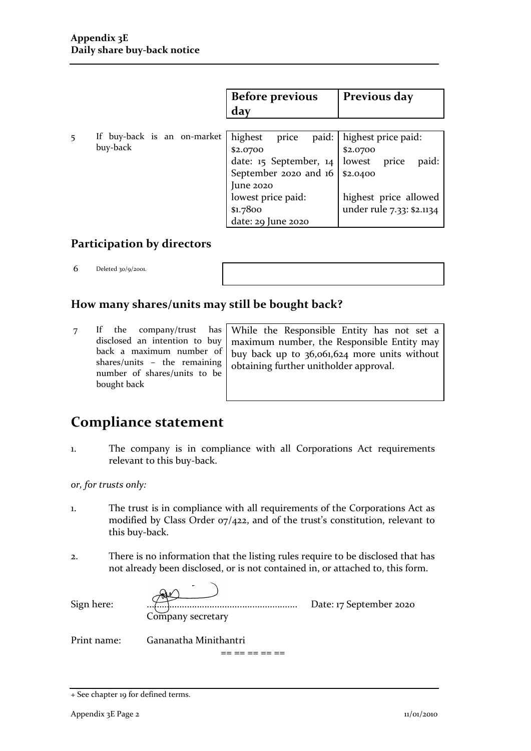**Appendix 3E**
**Daily share buy-back notice**

| | | Before previous day | Previous day |
|---|---|---|---|
| 5 | If buy-back is an on-market buy-back | highest price paid: $2.0700<br>date: 15 September, 14 September 2020 and 16 June 2020<br>lowest price paid: $1.7800<br>date: 29 June 2020 | highest price paid: $2.0700<br>lowest price paid: $2.0400<br><br>highest price allowed under rule 7.33: $2.1134 |

## Participation by directors

| | | |
|---|---|---|
| 6 | Deleted 30/9/2001. | |

## How many shares/units may still be bought back?

| | | |
|---|---|---|
| 7 | If the company/trust has disclosed an intention to buy back a maximum number of shares/units – the remaining number of shares/units to be bought back | While the Responsible Entity has not set a maximum number, the Responsible Entity may buy back up to 36,061,624 more units without obtaining further unitholder approval. |

# Compliance statement

1. The company is in compliance with all Corporations Act requirements relevant to this buy-back.

*or, for trusts only:*

1. The trust is in compliance with all requirements of the Corporations Act as modified by Class Order 07/422, and of the trust's constitution, relevant to this buy-back.

2. There is no information that the listing rules require to be disclosed that has not already been disclosed, or is not contained in, or attached to, this form.

Sign here: ............................................................ Date: 17 September 2020
Company secretary

Print name: Gananatha Minithantri

== == == == ==

+ See chapter 19 for defined terms.